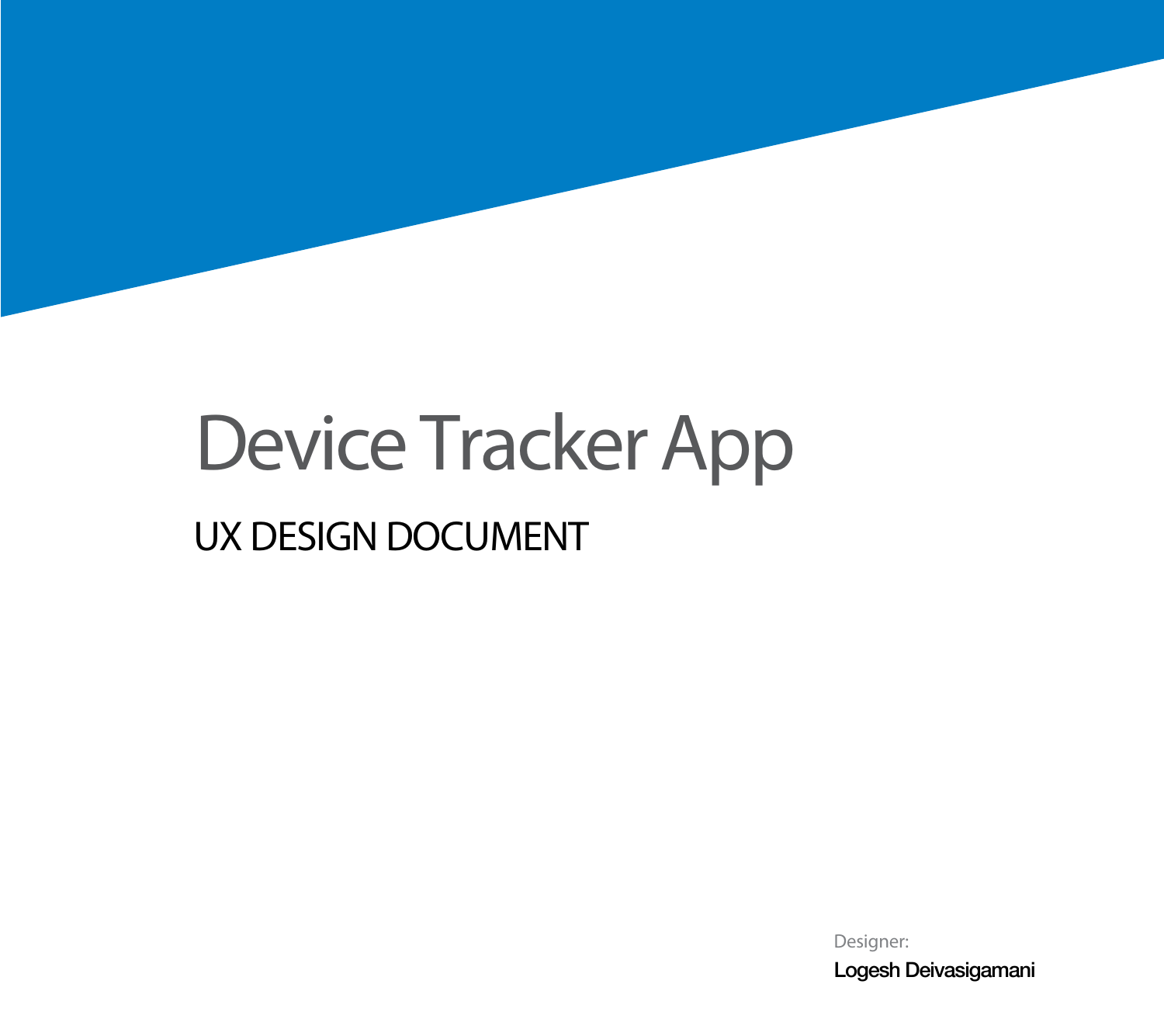# Device Tracker App

## UX DESIGN DOCUMENT

Designer:

**Logesh Deivasigamani**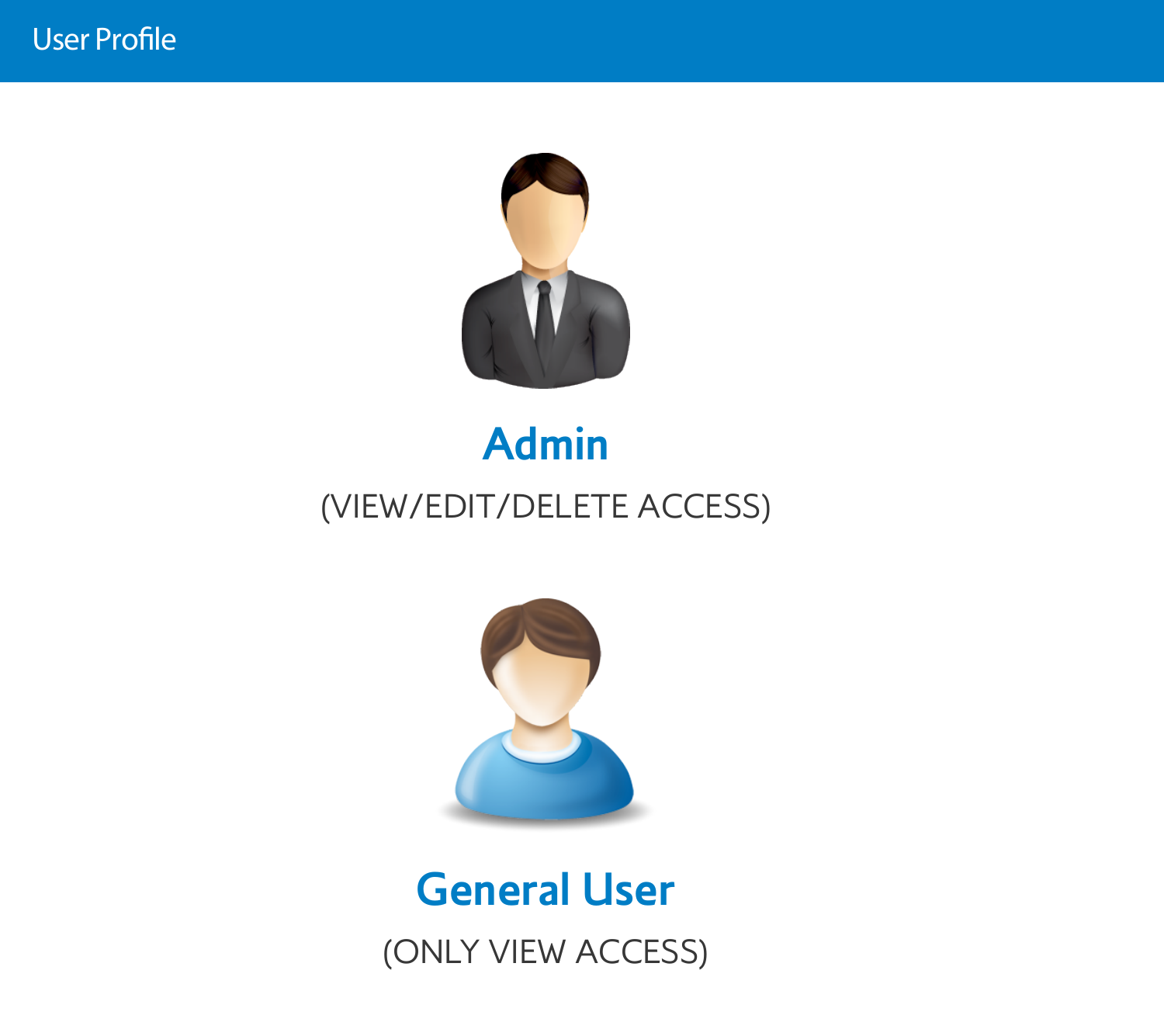# User Profile

## Admin

(VIEW/EDIT/DELETE ACCESS)

## General User

(ONLY VIEW ACCESS)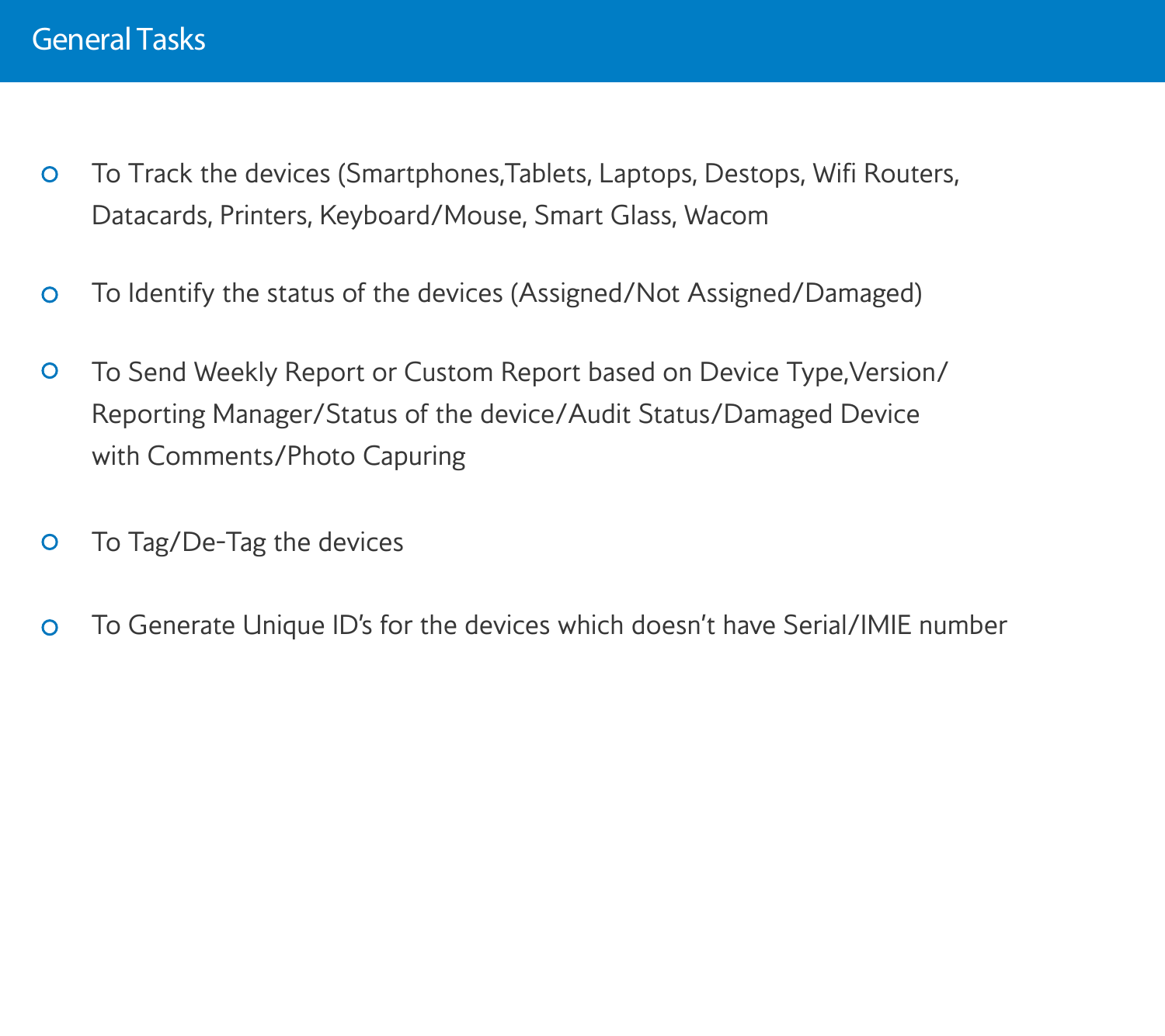# General Tasks

- To Track the devices (Smartphones,Tablets, Laptops, Destops, Wifi Routers, Datacards, Printers, Keyboard/Mouse, Smart Glass, Wacom
- To Identify the status of the devices (Assigned/Not Assigned/Damaged)
- To Send Weekly Report or Custom Report based on Device Type,Version/ Reporting Manager/Status of the device/Audit Status/Damaged Device with Comments/Photo Capuring
- To Tag/De-Tag the devices
- To Generate Unique ID's for the devices which doesn't have Serial/IMIE number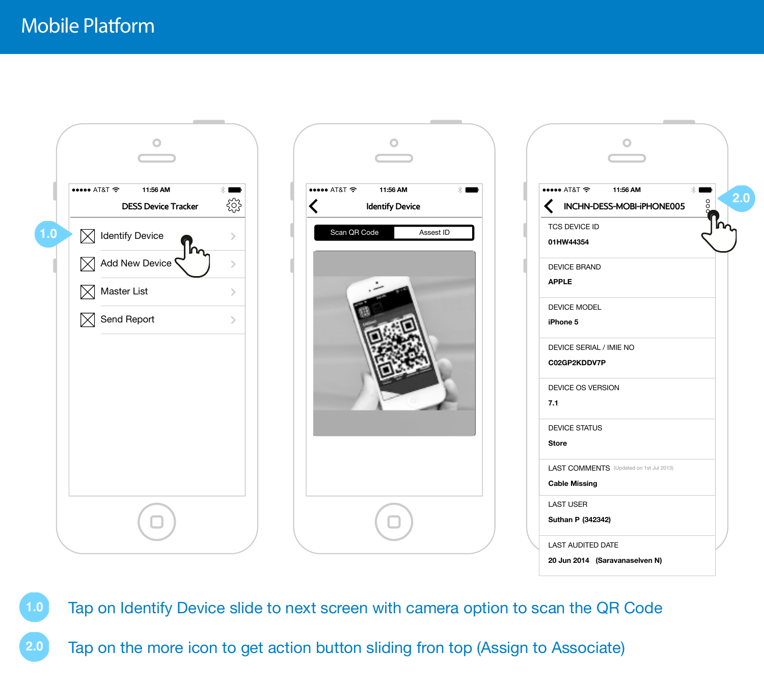# Mobile Platform

**DESS Device Tracker**

- Identify Device
- Add New Device
- Master List
- Send Report

**Identify Device**

Scan QR Code | Assest ID

**INCHN-DESS-MOBI-iPHONE005**

TCS DEVICE ID
**01HW44354**

DEVICE BRAND
**APPLE**

DEVICE MODEL
**iPhone 5**

DEVICE SERIAL / IMIE NO
**C02GP2KDDV7P**

DEVICE OS VERSION
**7.1**

DEVICE STATUS
**Store**

LAST COMMENTS (Updated on 1st Jul 2013)
**Cable Missing**

LAST USER
**Suthan P (342342)**

LAST AUDITED DATE
**20 Jun 2014 (Saravanaselven N)**

1.0 Tap on Identify Device slide to next screen with camera option to scan the QR Code

2.0 Tap on the more icon to get action button sliding fron top (Assign to Associate)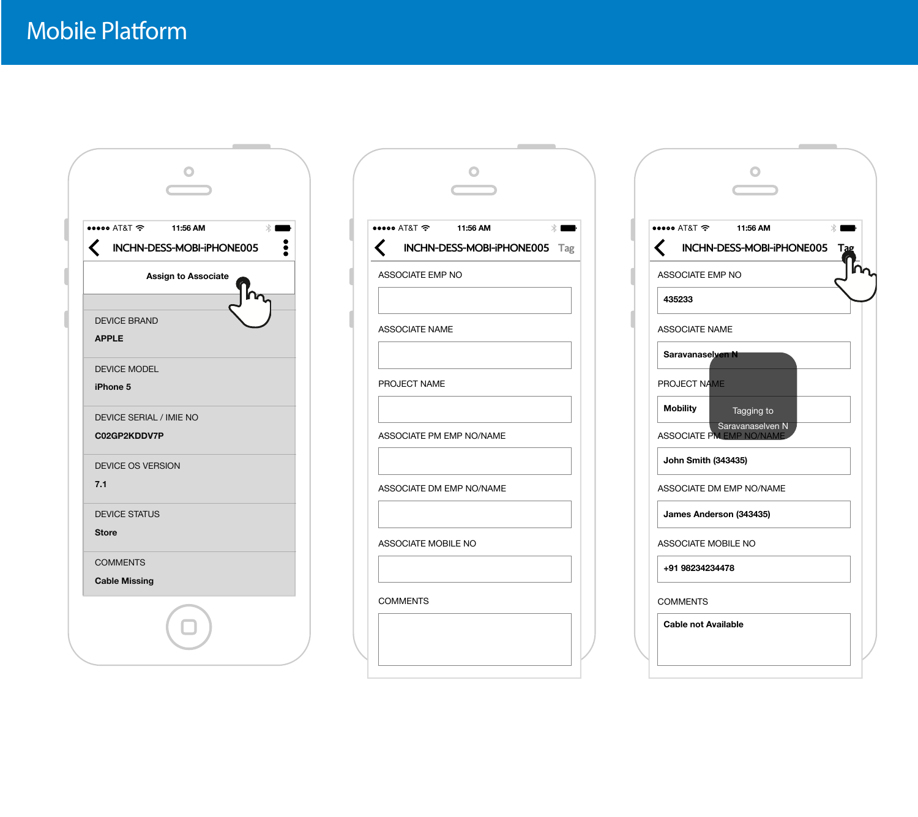# Mobile Platform

●●●●● AT&T 11:56 AM

INCHN-DESS-MOBI-iPHONE005

**Assign to Associate**

DEVICE BRAND
**APPLE**

DEVICE MODEL
**iPhone 5**

DEVICE SERIAL / IMIE NO
**C02GP2KDDV7P**

DEVICE OS VERSION
**7.1**

DEVICE STATUS
**Store**

COMMENTS
**Cable Missing**

●●●●● AT&T 11:56 AM

INCHN-DESS-MOBI-iPHONE005 Tag

ASSOCIATE EMP NO

ASSOCIATE NAME

PROJECT NAME

ASSOCIATE PM EMP NO/NAME

ASSOCIATE DM EMP NO/NAME

ASSOCIATE MOBILE NO

COMMENTS

●●●●● AT&T 11:56 AM

INCHN-DESS-MOBI-iPHONE005 Tag

ASSOCIATE EMP NO
**435233**

ASSOCIATE NAME
**Saravanaselven N**

PROJECT NAME
**Mobility**

Tagging to Saravanaselven N

ASSOCIATE PM EMP NO/NAME
**John Smith (343435)**

ASSOCIATE DM EMP NO/NAME
**James Anderson (343435)**

ASSOCIATE MOBILE NO
**+91 98234234478**

COMMENTS
**Cable not Available**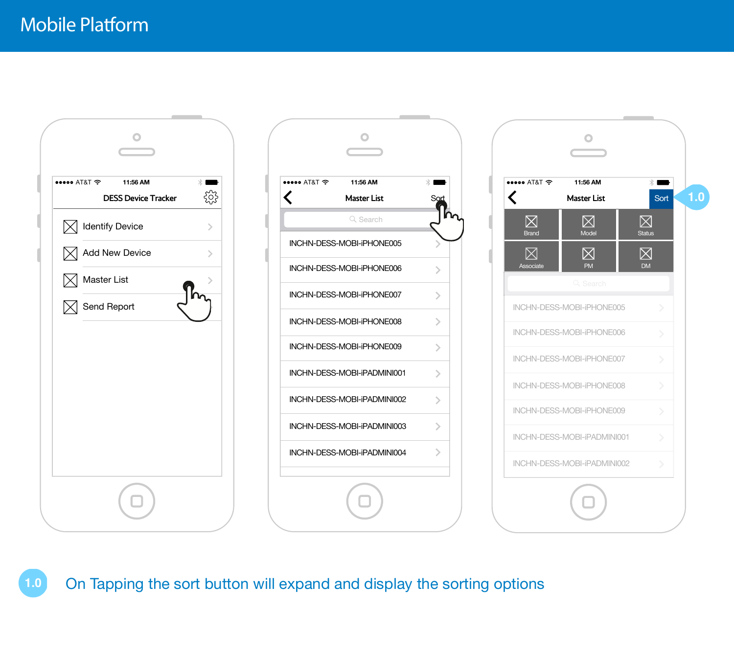# Mobile Platform

**Screen 1 — DESS Device Tracker**

- Identify Device
- Add New Device
- Master List
- Send Report

**Screen 2 — Master List** (Sort)

Search

- INCHN-DESS-MOBI-iPHONE005
- INCHN-DESS-MOBI-iPHONE006
- INCHN-DESS-MOBI-iPHONE007
- INCHN-DESS-MOBI-iPHONE008
- INCHN-DESS-MOBI-iPHONE009
- INCHN-DESS-MOBI-iPADMINI001
- INCHN-DESS-MOBI-iPADMINI002
- INCHN-DESS-MOBI-iPADMINI003
- INCHN-DESS-MOBI-iPADMINI004

**Screen 3 — Master List** (Sort) 1.0

| Brand | Model | Status |
| --- | --- | --- |
| Associate | PM | DM |

Search

- INCHN-DESS-MOBI-iPHONE005
- INCHN-DESS-MOBI-iPHONE006
- INCHN-DESS-MOBI-iPHONE007
- INCHN-DESS-MOBI-iPHONE008
- INCHN-DESS-MOBI-iPHONE009
- INCHN-DESS-MOBI-iPADMINI001
- INCHN-DESS-MOBI-iPADMINI002

1.0 On Tapping the sort button will expand and display the sorting options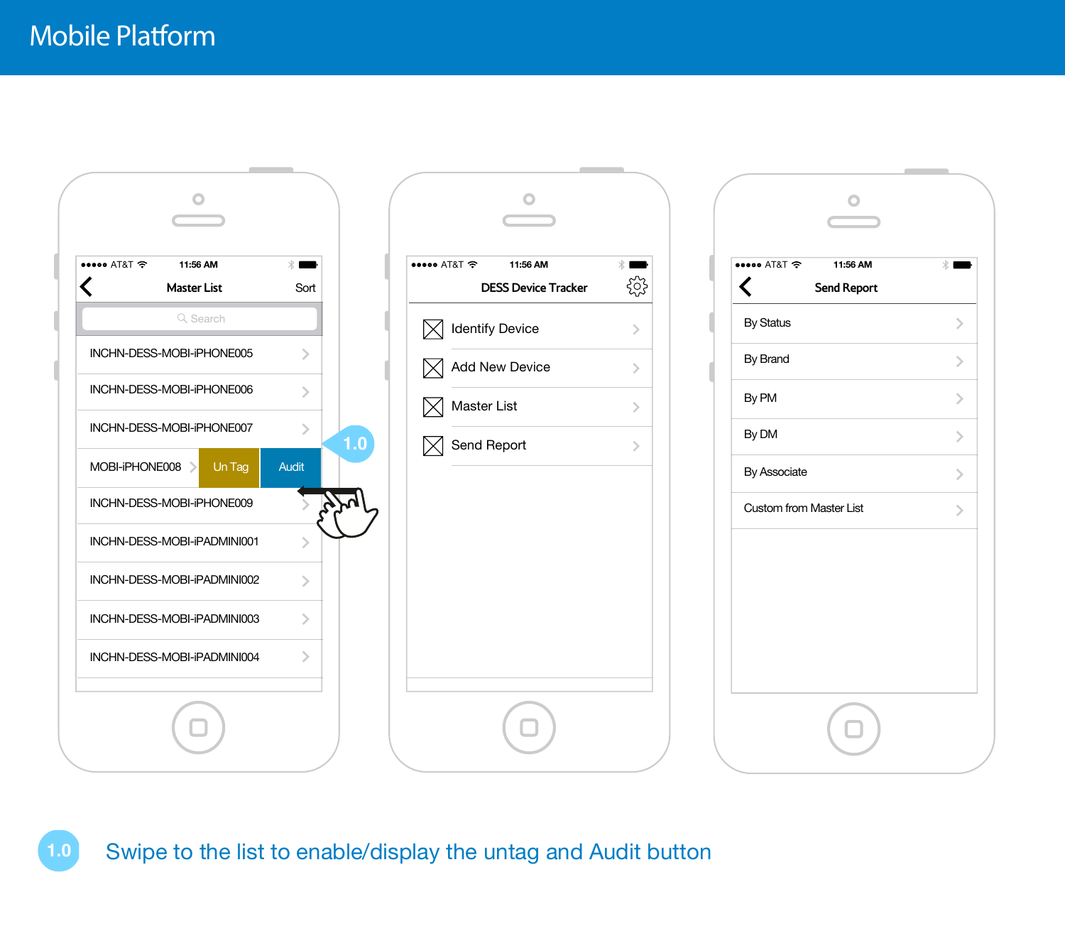# Mobile Platform

**Master List**

- Search
- INCHN-DESS-MOBI-iPHONE005
- INCHN-DESS-MOBI-iPHONE006
- INCHN-DESS-MOBI-iPHONE007
- MOBI-iPHONE008 | Un Tag | Audit
- INCHN-DESS-MOBI-iPHONE009
- INCHN-DESS-MOBI-iPADMINI001
- INCHN-DESS-MOBI-iPADMINI002
- INCHN-DESS-MOBI-iPADMINI003
- INCHN-DESS-MOBI-iPADMINI004

**DESS Device Tracker**

- Identify Device
- Add New Device
- Master List
- Send Report

**Send Report**

- By Status
- By Brand
- By PM
- By DM
- By Associate
- Custom from Master List

1.0 Swipe to the list to enable/display the untag and Audit button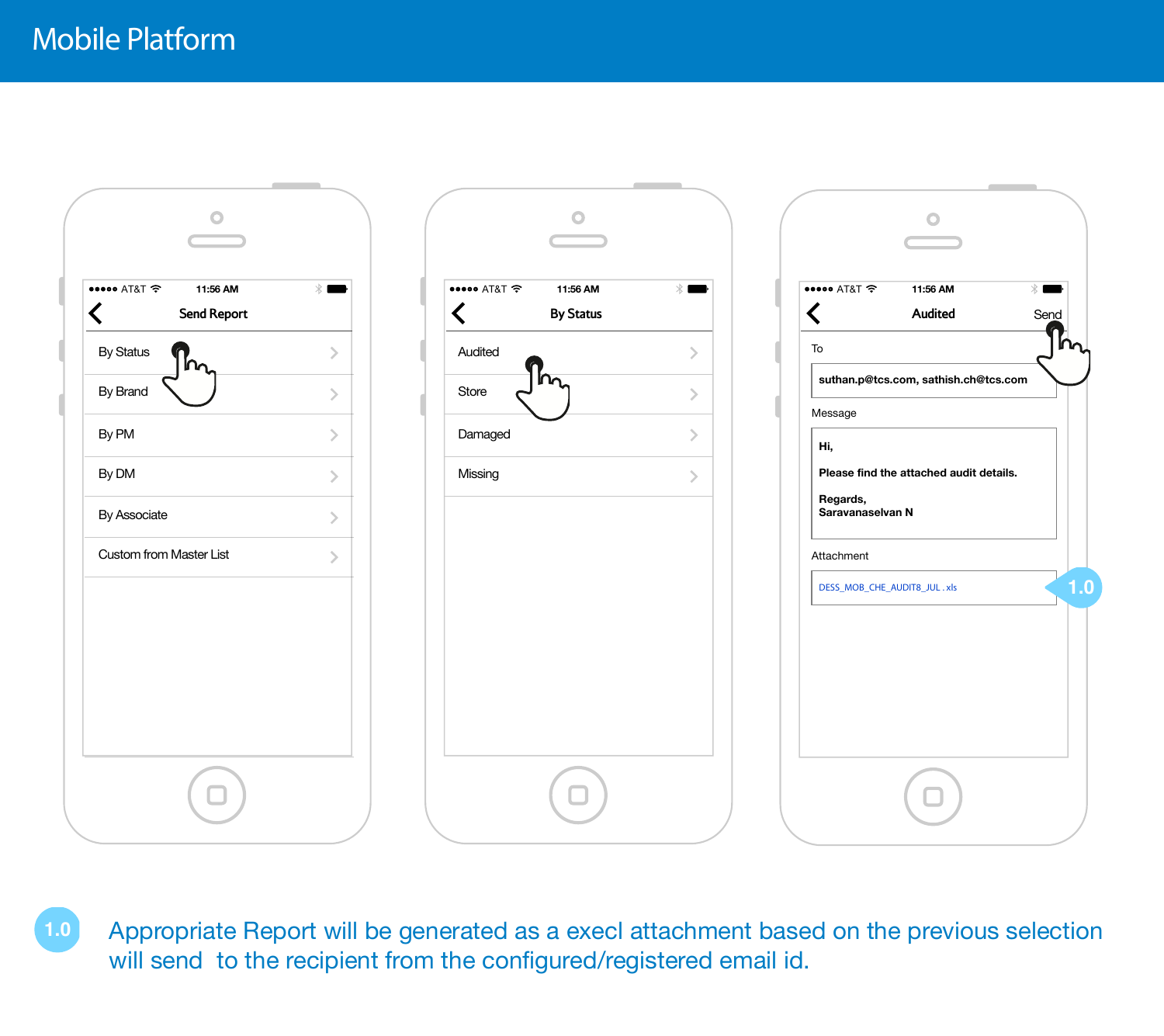# Mobile Platform

●●●●● AT&T 11:56 AM

Send Report

By Status

By Brand

By PM

By DM

By Associate

Custom from Master List

●●●●● AT&T 11:56 AM

By Status

Audited

Store

Damaged

Missing

●●●●● AT&T 11:56 AM

Audited

Send

To

suthan.p@tcs.com, sathish.ch@tcs.com

Message

Hi,

Please find the attached audit details.

Regards,
Saravanaselvan N

Attachment

DESS_MOB_CHE_AUDIT8_JUL . xls

1.0

1.0 Appropriate Report will be generated as a execl attachment based on the previous selection will send to the recipient from the configured/registered email id.